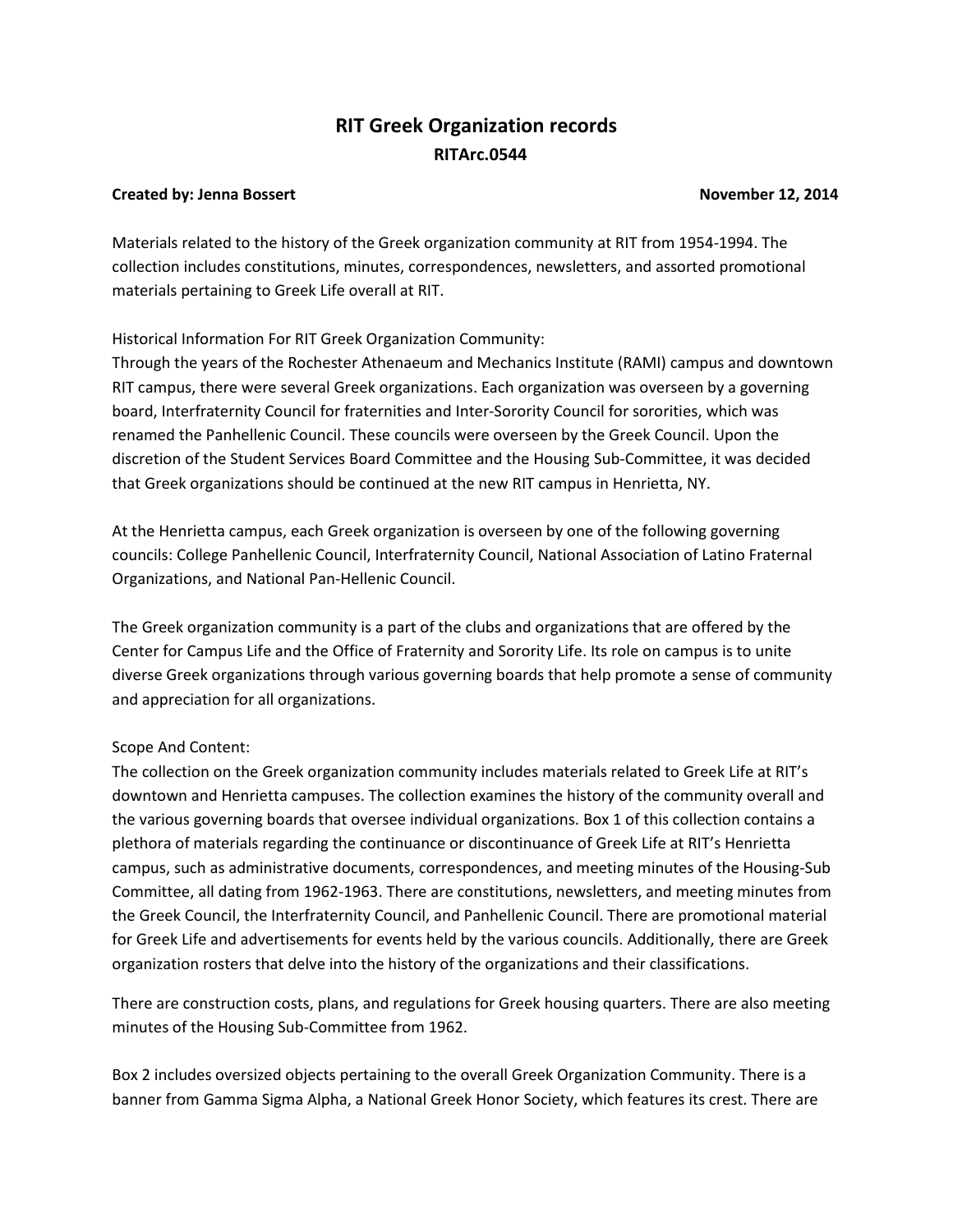# RIT Greek Organization records

## RITArc.0544

**Created by: Jenna Bossert** **November 12, 2014**

Materials related to the history of the Greek organization community at RIT from 1954-1994. The collection includes constitutions, minutes, correspondences, newsletters, and assorted promotional materials pertaining to Greek Life overall at RIT.

Historical Information For RIT Greek Organization Community:
Through the years of the Rochester Athenaeum and Mechanics Institute (RAMI) campus and downtown RIT campus, there were several Greek organizations. Each organization was overseen by a governing board, Interfraternity Council for fraternities and Inter-Sorority Council for sororities, which was renamed the Panhellenic Council. These councils were overseen by the Greek Council. Upon the discretion of the Student Services Board Committee and the Housing Sub-Committee, it was decided that Greek organizations should be continued at the new RIT campus in Henrietta, NY.

At the Henrietta campus, each Greek organization is overseen by one of the following governing councils: College Panhellenic Council, Interfraternity Council, National Association of Latino Fraternal Organizations, and National Pan-Hellenic Council.

The Greek organization community is a part of the clubs and organizations that are offered by the Center for Campus Life and the Office of Fraternity and Sorority Life. Its role on campus is to unite diverse Greek organizations through various governing boards that help promote a sense of community and appreciation for all organizations.

Scope And Content:
The collection on the Greek organization community includes materials related to Greek Life at RIT's downtown and Henrietta campuses. The collection examines the history of the community overall and the various governing boards that oversee individual organizations. Box 1 of this collection contains a plethora of materials regarding the continuance or discontinuance of Greek Life at RIT's Henrietta campus, such as administrative documents, correspondences, and meeting minutes of the Housing-Sub Committee, all dating from 1962-1963. There are constitutions, newsletters, and meeting minutes from the Greek Council, the Interfraternity Council, and Panhellenic Council. There are promotional material for Greek Life and advertisements for events held by the various councils. Additionally, there are Greek organization rosters that delve into the history of the organizations and their classifications.

There are construction costs, plans, and regulations for Greek housing quarters. There are also meeting minutes of the Housing Sub-Committee from 1962.

Box 2 includes oversized objects pertaining to the overall Greek Organization Community. There is a banner from Gamma Sigma Alpha, a National Greek Honor Society, which features its crest. There are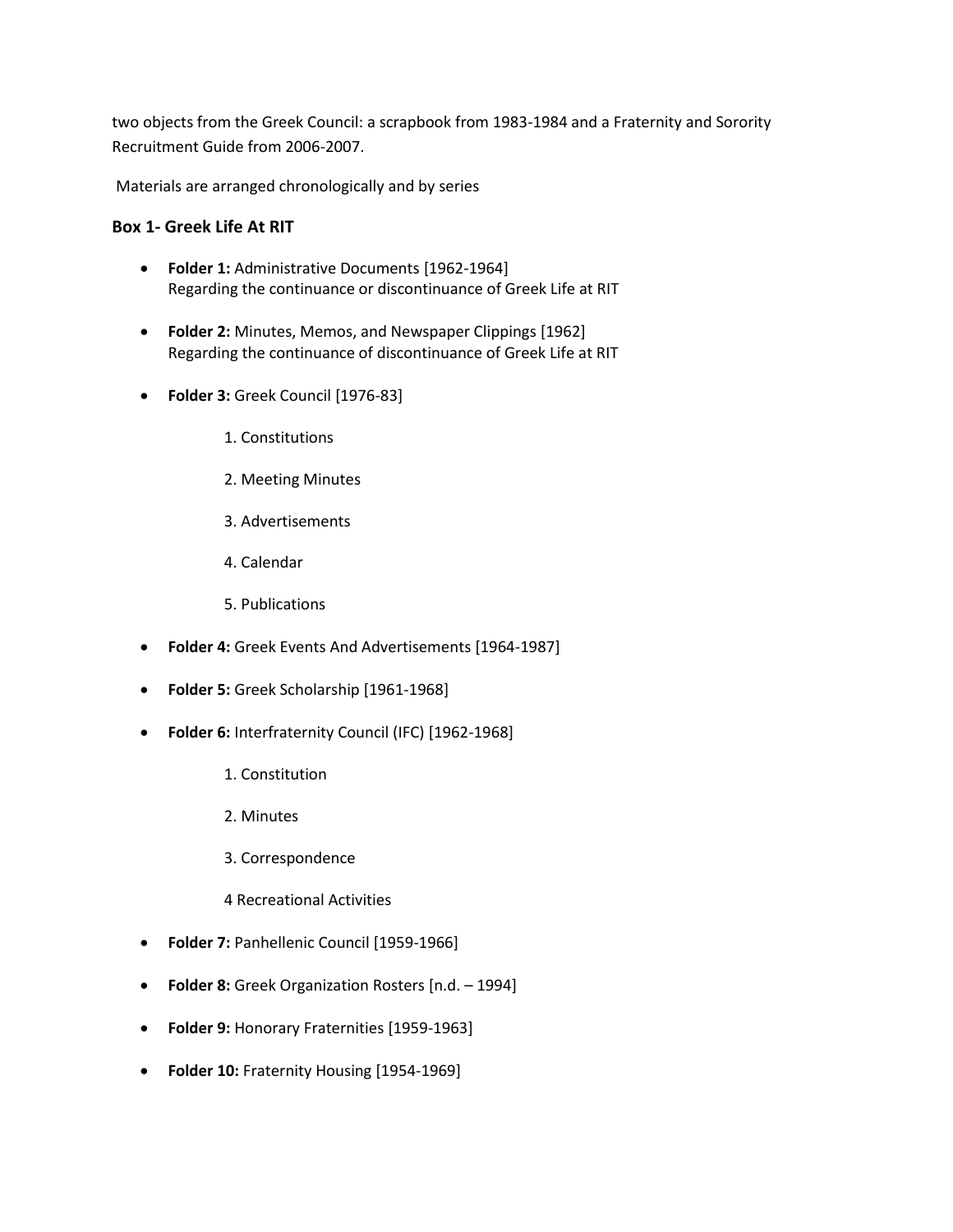two objects from the Greek Council: a scrapbook from 1983-1984 and a Fraternity and Sorority Recruitment Guide from 2006-2007.

Materials are arranged chronologically and by series

### Box 1- Greek Life At RIT

- **Folder 1:** Administrative Documents [1962-1964]
  Regarding the continuance or discontinuance of Greek Life at RIT

- **Folder 2:** Minutes, Memos, and Newspaper Clippings [1962]
  Regarding the continuance of discontinuance of Greek Life at RIT

- **Folder 3:** Greek Council [1976-83]

  1. Constitutions

  2. Meeting Minutes

  3. Advertisements

  4. Calendar

  5. Publications

- **Folder 4:** Greek Events And Advertisements [1964-1987]

- **Folder 5:** Greek Scholarship [1961-1968]

- **Folder 6:** Interfraternity Council (IFC) [1962-1968]

  1. Constitution

  2. Minutes

  3. Correspondence

  4 Recreational Activities

- **Folder 7:** Panhellenic Council [1959-1966]

- **Folder 8:** Greek Organization Rosters [n.d. – 1994]

- **Folder 9:** Honorary Fraternities [1959-1963]

- **Folder 10:** Fraternity Housing [1954-1969]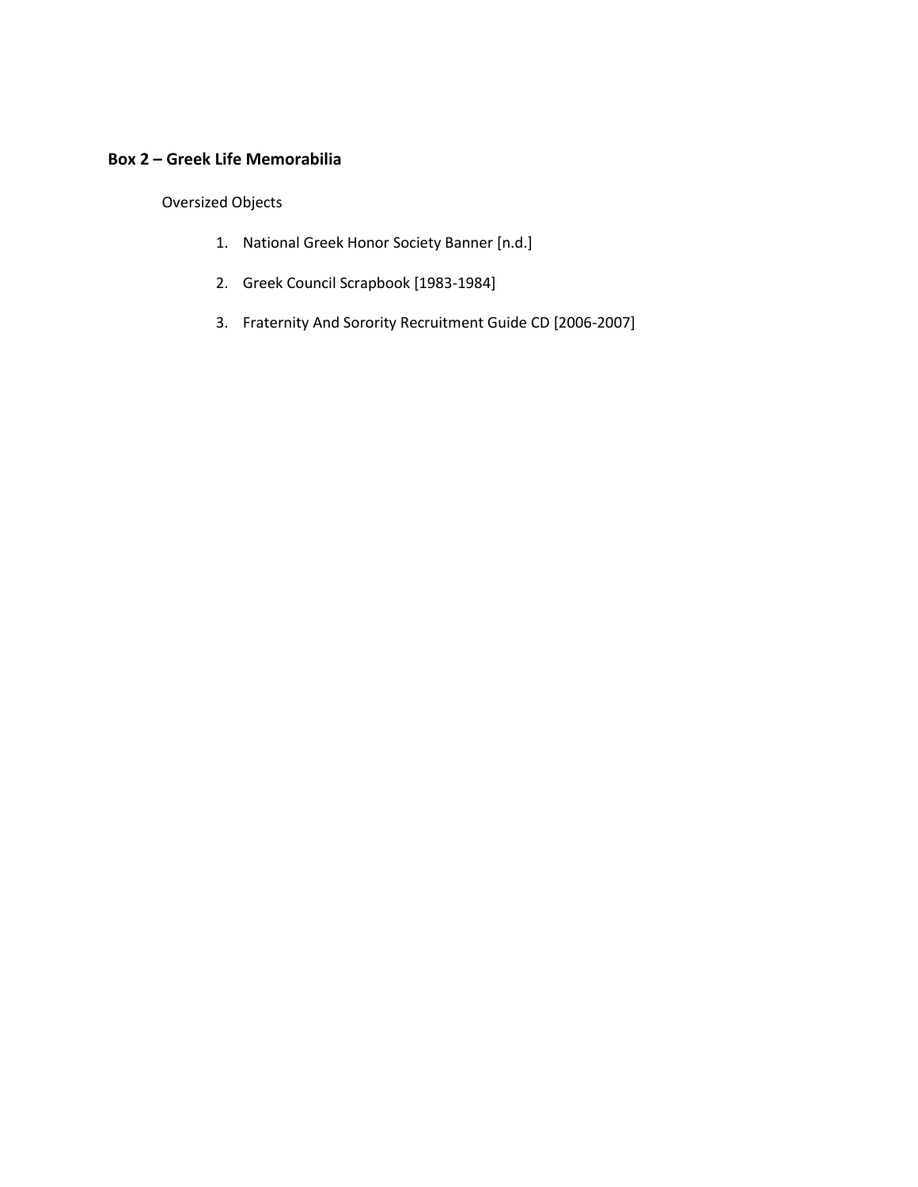**Box 2 – Greek Life Memorabilia**

Oversized Objects

1. National Greek Honor Society Banner [n.d.]
2. Greek Council Scrapbook [1983-1984]
3. Fraternity And Sorority Recruitment Guide CD [2006-2007]